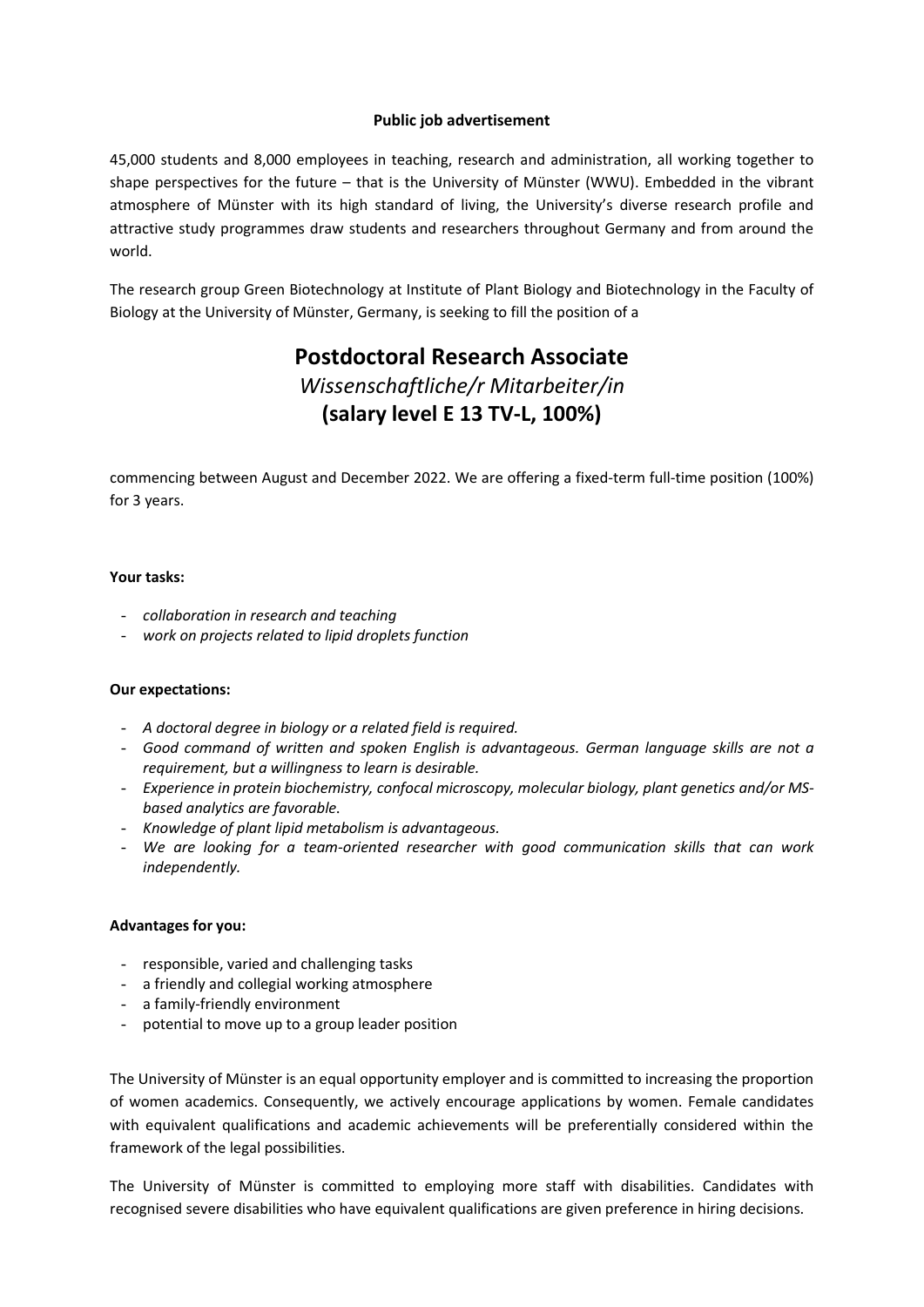**Public job advertisement**

45,000 students and 8,000 employees in teaching, research and administration, all working together to shape perspectives for the future – that is the University of Münster (WWU). Embedded in the vibrant atmosphere of Münster with its high standard of living, the University's diverse research profile and attractive study programmes draw students and researchers throughout Germany and from around the world.

The research group Green Biotechnology at Institute of Plant Biology and Biotechnology in the Faculty of Biology at the University of Münster, Germany, is seeking to fill the position of a

# Postdoctoral Research Associate
## *Wissenschaftliche/r Mitarbeiter/in*
## (salary level E 13 TV-L, 100%)

commencing between August and December 2022. We are offering a fixed-term full-time position (100%) for 3 years.

**Your tasks:**

- *collaboration in research and teaching*
- *work on projects related to lipid droplets function*

**Our expectations:**

- *A doctoral degree in biology or a related field is required.*
- *Good command of written and spoken English is advantageous. German language skills are not a requirement, but a willingness to learn is desirable.*
- *Experience in protein biochemistry, confocal microscopy, molecular biology, plant genetics and/or MS-based analytics are favorable.*
- *Knowledge of plant lipid metabolism is advantageous.*
- *We are looking for a team-oriented researcher with good communication skills that can work independently.*

**Advantages for you:**

- responsible, varied and challenging tasks
- a friendly and collegial working atmosphere
- a family-friendly environment
- potential to move up to a group leader position

The University of Münster is an equal opportunity employer and is committed to increasing the proportion of women academics. Consequently, we actively encourage applications by women. Female candidates with equivalent qualifications and academic achievements will be preferentially considered within the framework of the legal possibilities.

The University of Münster is committed to employing more staff with disabilities. Candidates with recognised severe disabilities who have equivalent qualifications are given preference in hiring decisions.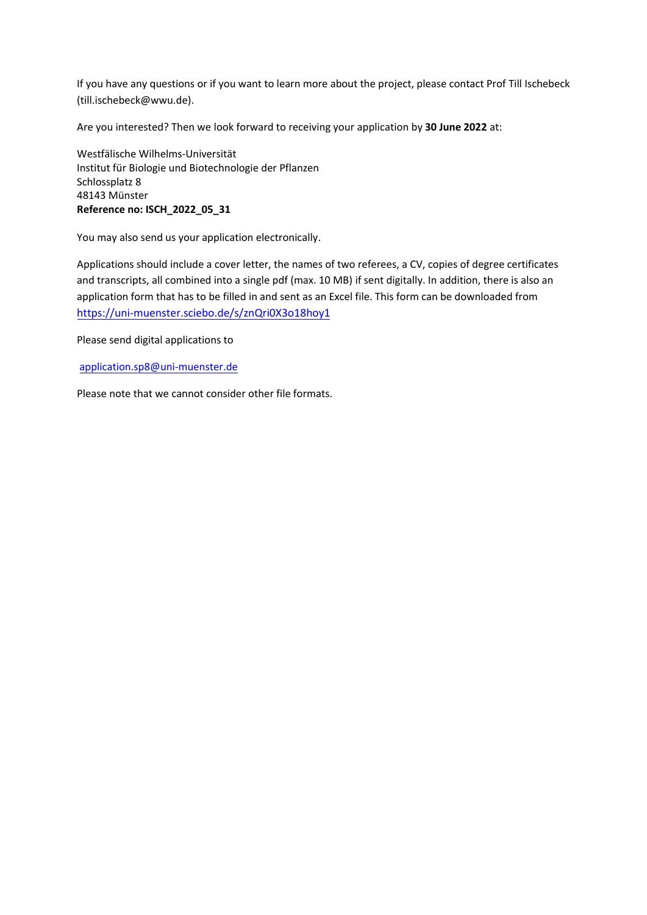If you have any questions or if you want to learn more about the project, please contact Prof Till Ischebeck (till.ischebeck@wwu.de).

Are you interested? Then we look forward to receiving your application by **30 June 2022** at:

Westfälische Wilhelms-Universität
Institut für Biologie und Biotechnologie der Pflanzen
Schlossplatz 8
48143 Münster
**Reference no: ISCH_2022_05_31**

You may also send us your application electronically.

Applications should include a cover letter, the names of two referees, a CV, copies of degree certificates and transcripts, all combined into a single pdf (max. 10 MB) if sent digitally. In addition, there is also an application form that has to be filled in and sent as an Excel file. This form can be downloaded from https://uni-muenster.sciebo.de/s/znQri0X3o18hoy1

Please send digital applications to

application.sp8@uni-muenster.de

Please note that we cannot consider other file formats.